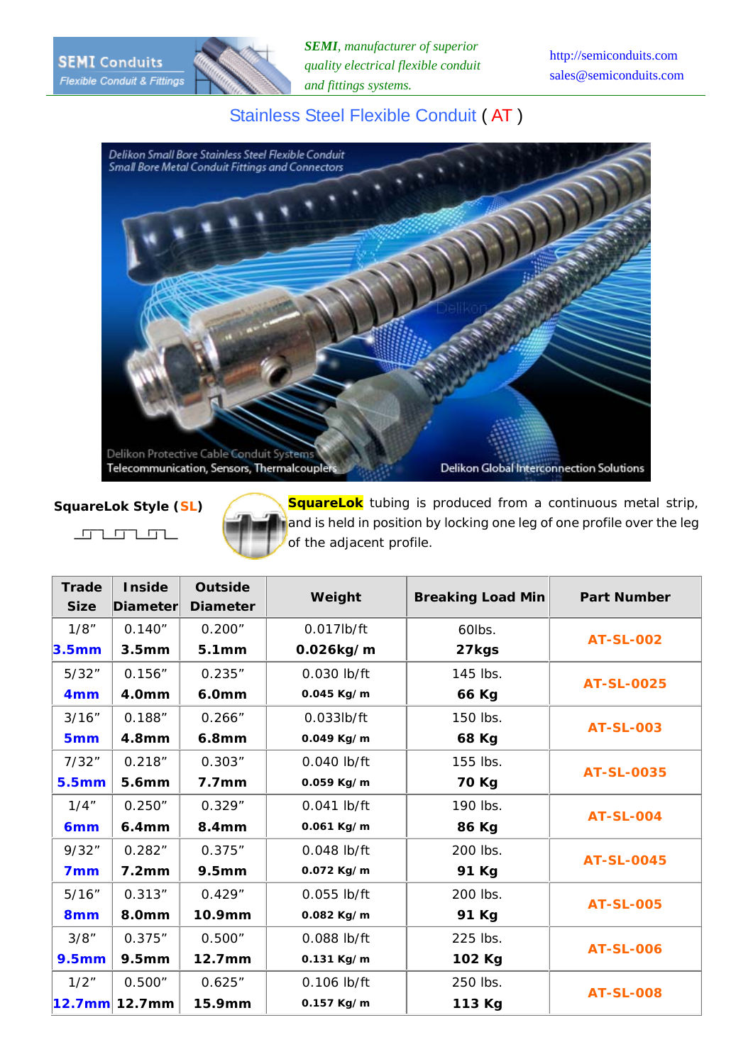SEMI Conduits
Flexible Conduit & Fittings

***SEMI**, manufacturer of superior quality electrical flexible conduit and fittings systems.*

http://semiconduits.com
sales@semiconduits.com

# Stainless Steel Flexible Conduit ( AT )

Delikon Small Bore Stainless Steel Flexible Conduit
Small Bore Metal Conduit Fittings and Connectors

Delikon Protective Cable Conduit Systems
Telecommunication, Sensors, Thermalcouplers

Delikon Global Interconnection Solutions

**SquareLok Style (SL)**

**SquareLok** tubing is produced from a continuous metal strip, and is held in position by locking one leg of one profile over the leg of the adjacent profile.

| Trade Size | Inside Diameter | Outside Diameter | Weight | Breaking Load Min | Part Number |
|---|---|---|---|---|---|
| 1/8" **3.5mm** | 0.140" **3.5mm** | 0.200" **5.1mm** | 0.017lb/ft **0.026kg/m** | 60lbs. **27kgs** | **AT-SL-002** |
| 5/32" **4mm** | 0.156" **4.0mm** | 0.235" **6.0mm** | 0.030 lb/ft **0.045 Kg/m** | 145 lbs. **66 Kg** | **AT-SL-0025** |
| 3/16" **5mm** | 0.188" **4.8mm** | 0.266" **6.8mm** | 0.033lb/ft **0.049 Kg/m** | 150 lbs. **68 Kg** | **AT-SL-003** |
| 7/32" **5.5mm** | 0.218" **5.6mm** | 0.303" **7.7mm** | 0.040 lb/ft **0.059 Kg/m** | 155 lbs. **70 Kg** | **AT-SL-0035** |
| 1/4" **6mm** | 0.250" **6.4mm** | 0.329" **8.4mm** | 0.041 lb/ft **0.061 Kg/m** | 190 lbs. **86 Kg** | **AT-SL-004** |
| 9/32" **7mm** | 0.282" **7.2mm** | 0.375" **9.5mm** | 0.048 lb/ft **0.072 Kg/m** | 200 lbs. **91 Kg** | **AT-SL-0045** |
| 5/16" **8mm** | 0.313" **8.0mm** | 0.429" **10.9mm** | 0.055 lb/ft **0.082 Kg/m** | 200 lbs. **91 Kg** | **AT-SL-005** |
| 3/8" **9.5mm** | 0.375" **9.5mm** | 0.500" **12.7mm** | 0.088 lb/ft **0.131 Kg/m** | 225 lbs. **102 Kg** | **AT-SL-006** |
| 1/2" **12.7mm** | 0.500" **12.7mm** | 0.625" **15.9mm** | 0.106 lb/ft **0.157 Kg/m** | 250 lbs. **113 Kg** | **AT-SL-008** |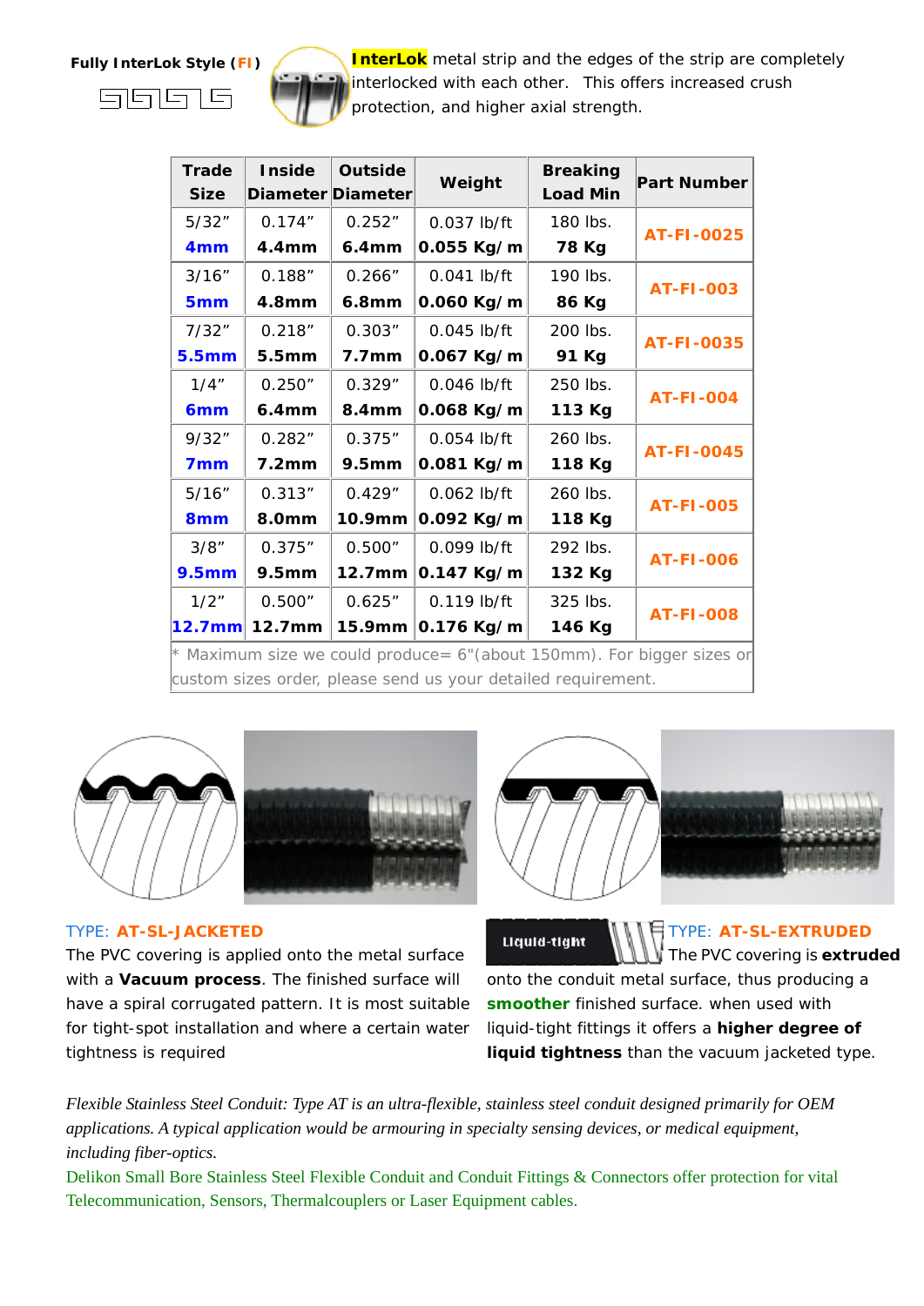**Fully InterLok Style (FI)**

**InterLok** metal strip and the edges of the strip are completely interlocked with each other. This offers increased crush protection, and higher axial strength.

| Trade Size | Inside Diameter | Outside Diameter | Weight | Breaking Load Min | Part Number |
|---|---|---|---|---|---|
| 5/32" **4mm** | 0.174" **4.4mm** | 0.252" **6.4mm** | 0.037 lb/ft **0.055 Kg/m** | 180 lbs. **78 Kg** | **AT-FI-0025** |
| 3/16" **5mm** | 0.188" **4.8mm** | 0.266" **6.8mm** | 0.041 lb/ft **0.060 Kg/m** | 190 lbs. **86 Kg** | **AT-FI-003** |
| 7/32" **5.5mm** | 0.218" **5.5mm** | 0.303" **7.7mm** | 0.045 lb/ft **0.067 Kg/m** | 200 lbs. **91 Kg** | **AT-FI-0035** |
| 1/4" **6mm** | 0.250" **6.4mm** | 0.329" **8.4mm** | 0.046 lb/ft **0.068 Kg/m** | 250 lbs. **113 Kg** | **AT-FI-004** |
| 9/32" **7mm** | 0.282" **7.2mm** | 0.375" **9.5mm** | 0.054 lb/ft **0.081 Kg/m** | 260 lbs. **118 Kg** | **AT-FI-0045** |
| 5/16" **8mm** | 0.313" **8.0mm** | 0.429" **10.9mm** | 0.062 lb/ft **0.092 Kg/m** | 260 lbs. **118 Kg** | **AT-FI-005** |
| 3/8" **9.5mm** | 0.375" **9.5mm** | 0.500" **12.7mm** | 0.099 lb/ft **0.147 Kg/m** | 292 lbs. **132 Kg** | **AT-FI-006** |
| 1/2" **12.7mm** | 0.500" **12.7mm** | 0.625" **15.9mm** | 0.119 lb/ft **0.176 Kg/m** | 325 lbs. **146 Kg** | **AT-FI-008** |

* Maximum size we could produce= 6"(about 150mm). For bigger sizes or custom sizes order, please send us your detailed requirement.

TYPE: **AT-SL-JACKETED**

The PVC covering is applied onto the metal surface with a **Vacuum process**. The finished surface will have a spiral corrugated pattern. It is most suitable for tight-spot installation and where a certain water tightness is required

Liquid-tight

TYPE: **AT-SL-EXTRUDED**

The PVC covering is **extruded** onto the conduit metal surface, thus producing a **smoother** finished surface. when used with liquid-tight fittings it offers a **higher degree of liquid tightness** than the vacuum jacketed type.

*Flexible Stainless Steel Conduit: Type AT is an ultra-flexible, stainless steel conduit designed primarily for OEM applications. A typical application would be armouring in specialty sensing devices, or medical equipment, including fiber-optics.*

Delikon Small Bore Stainless Steel Flexible Conduit and Conduit Fittings & Connectors offer protection for vital Telecommunication, Sensors, Thermalcouplers or Laser Equipment cables.